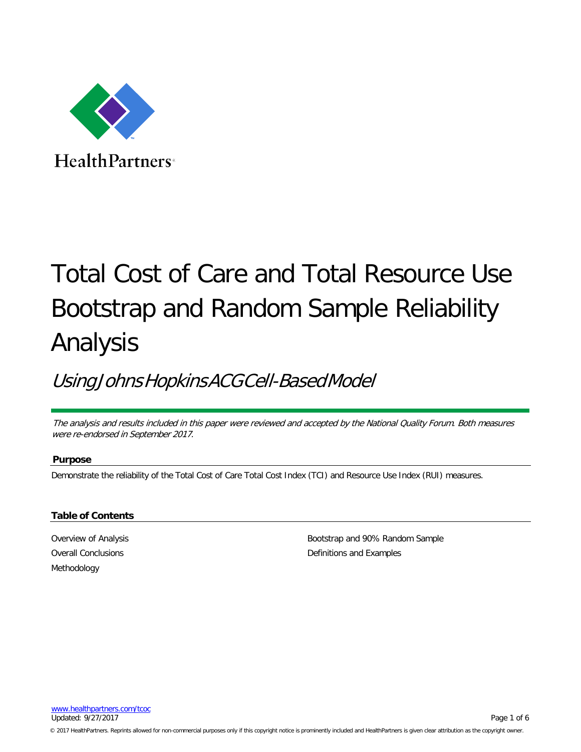HealthPartners

# Total Cost of Care and Total Resource Use Bootstrap and Random Sample Reliability Analysis

## *Using Johns Hopkins ACG Cell-Based Model*

*The analysis and results included in this paper were reviewed and accepted by the National Quality Forum. Both measures were re-endorsed in September 2017.*

### Purpose

Demonstrate the reliability of the Total Cost of Care Total Cost Index (TCI) and Resource Use Index (RUI) measures.

### Table of Contents

- Overview of Analysis
- Overall Conclusions
- Methodology
- Bootstrap and 90% Random Sample
- Definitions and Examples

www.healthpartners.com/tcoc
Updated: 9/27/2017

© 2017 HealthPartners. Reprints allowed for non-commercial purposes only if this copyright notice is prominently included and HealthPartners is given clear attribution as the copyright owner.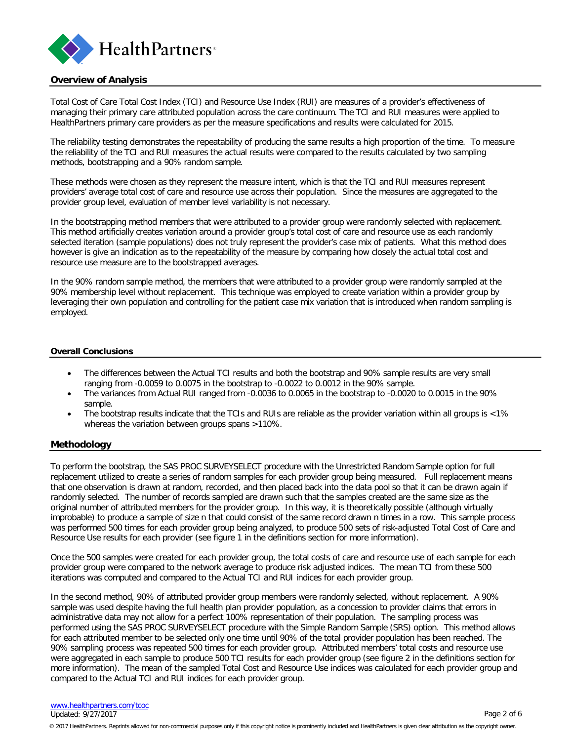## Overview of Analysis

Total Cost of Care Total Cost Index (TCI) and Resource Use Index (RUI) are measures of a provider's effectiveness of managing their primary care attributed population across the care continuum. The TCI and RUI measures were applied to HealthPartners primary care providers as per the measure specifications and results were calculated for 2015.

The reliability testing demonstrates the repeatability of producing the same results a high proportion of the time. To measure the reliability of the TCI and RUI measures the actual results were compared to the results calculated by two sampling methods, bootstrapping and a 90% random sample.

These methods were chosen as they represent the measure intent, which is that the TCI and RUI measures represent providers' average total cost of care and resource use across their population. Since the measures are aggregated to the provider group level, evaluation of member level variability is not necessary.

In the bootstrapping method members that were attributed to a provider group were randomly selected with replacement. This method artificially creates variation around a provider group's total cost of care and resource use as each randomly selected iteration (sample populations) does not truly represent the provider's case mix of patients. What this method does however is give an indication as to the repeatability of the measure by comparing how closely the actual total cost and resource use measure are to the bootstrapped averages.

In the 90% random sample method, the members that were attributed to a provider group were randomly sampled at the 90% membership level without replacement. This technique was employed to create variation within a provider group by leveraging their own population and controlling for the patient case mix variation that is introduced when random sampling is employed.

### Overall Conclusions

- The differences between the Actual TCI results and both the bootstrap and 90% sample results are very small ranging from -0.0059 to 0.0075 in the bootstrap to -0.0022 to 0.0012 in the 90% sample.
- The variances from Actual RUI ranged from -0.0036 to 0.0065 in the bootstrap to -0.0020 to 0.0015 in the 90% sample.
- The bootstrap results indicate that the TCIs and RUIs are reliable as the provider variation within all groups is <1% whereas the variation between groups spans >110%.

## Methodology

To perform the bootstrap, the SAS PROC SURVEYSELECT procedure with the Unrestricted Random Sample option for full replacement utilized to create a series of random samples for each provider group being measured. Full replacement means that one observation is drawn at random, recorded, and then placed back into the data pool so that it can be drawn again if randomly selected. The number of records sampled are drawn such that the samples created are the same size as the original number of attributed members for the provider group. In this way, it is theoretically possible (although virtually improbable) to produce a sample of size n that could consist of the same record drawn n times in a row. This sample process was performed 500 times for each provider group being analyzed, to produce 500 sets of risk-adjusted Total Cost of Care and Resource Use results for each provider (see figure 1 in the definitions section for more information).

Once the 500 samples were created for each provider group, the total costs of care and resource use of each sample for each provider group were compared to the network average to produce risk adjusted indices. The mean TCI from these 500 iterations was computed and compared to the Actual TCI and RUI indices for each provider group.

In the second method, 90% of attributed provider group members were randomly selected, without replacement. A 90% sample was used despite having the full health plan provider population, as a concession to provider claims that errors in administrative data may not allow for a perfect 100% representation of their population. The sampling process was performed using the SAS PROC SURVEYSELECT procedure with the Simple Random Sample (SRS) option. This method allows for each attributed member to be selected only one time until 90% of the total provider population has been reached. The 90% sampling process was repeated 500 times for each provider group. Attributed members' total costs and resource use were aggregated in each sample to produce 500 TCI results for each provider group (see figure 2 in the definitions section for more information). The mean of the sampled Total Cost and Resource Use indices was calculated for each provider group and compared to the Actual TCI and RUI indices for each provider group.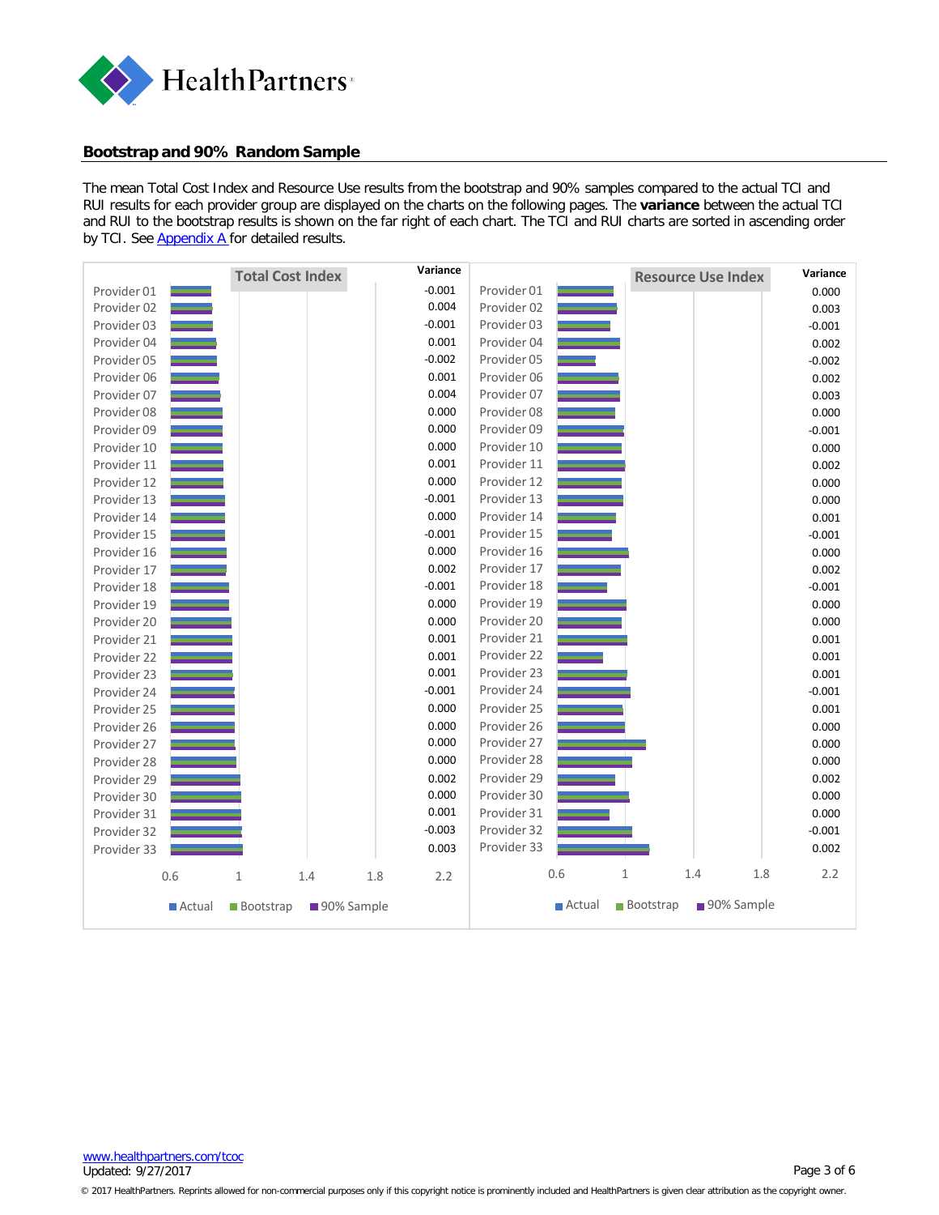## Bootstrap and 90% Random Sample

The mean Total Cost Index and Resource Use results from the bootstrap and 90% samples compared to the actual TCI and RUI results for each provider group are displayed on the charts on the following pages. The **variance** between the actual TCI and RUI to the bootstrap results is shown on the far right of each chart. The TCI and RUI charts are sorted in ascending order by TCI. See Appendix A for detailed results.

| Provider | Total Cost Index Variance | Resource Use Index Variance |
|---|---|---|
| Provider 01 | -0.001 | 0.000 |
| Provider 02 | 0.004 | 0.003 |
| Provider 03 | -0.001 | -0.001 |
| Provider 04 | 0.001 | 0.002 |
| Provider 05 | -0.002 | -0.002 |
| Provider 06 | 0.001 | 0.002 |
| Provider 07 | 0.004 | 0.003 |
| Provider 08 | 0.000 | 0.000 |
| Provider 09 | 0.000 | -0.001 |
| Provider 10 | 0.000 | 0.000 |
| Provider 11 | 0.001 | 0.002 |
| Provider 12 | 0.000 | 0.000 |
| Provider 13 | -0.001 | 0.000 |
| Provider 14 | 0.000 | 0.001 |
| Provider 15 | -0.001 | -0.001 |
| Provider 16 | 0.000 | 0.000 |
| Provider 17 | 0.002 | 0.002 |
| Provider 18 | -0.001 | -0.001 |
| Provider 19 | 0.000 | 0.000 |
| Provider 20 | 0.000 | 0.000 |
| Provider 21 | 0.001 | 0.001 |
| Provider 22 | 0.001 | 0.001 |
| Provider 23 | 0.001 | 0.001 |
| Provider 24 | -0.001 | -0.001 |
| Provider 25 | 0.000 | 0.001 |
| Provider 26 | 0.000 | 0.000 |
| Provider 27 | 0.000 | 0.000 |
| Provider 28 | 0.000 | 0.000 |
| Provider 29 | 0.002 | 0.002 |
| Provider 30 | 0.000 | 0.000 |
| Provider 31 | 0.001 | 0.000 |
| Provider 32 | -0.003 | -0.001 |
| Provider 33 | 0.003 | 0.002 |

Legend: Actual, Bootstrap, 90% Sample (axis: 0.6, 1, 1.4, 1.8, 2.2)

www.healthpartners.com/tcoc
Updated: 9/27/2017

© 2017 HealthPartners. Reprints allowed for non-commercial purposes only if this copyright notice is prominently included and HealthPartners is given clear attribution as the copyright owner.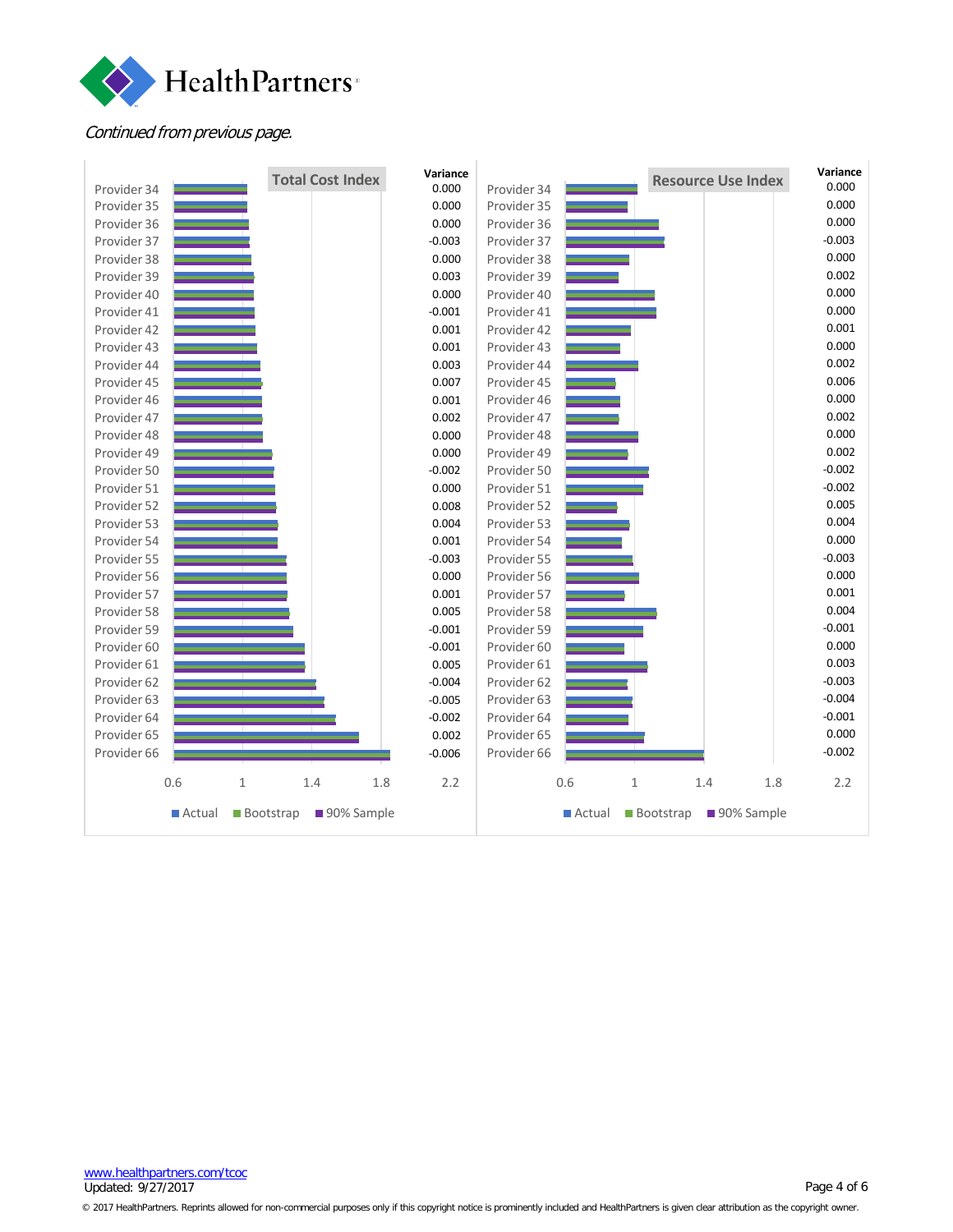*Continued from previous page.*

**Total Cost Index**

| Provider | Variance |
|---|---|
| Provider 34 | 0.000 |
| Provider 35 | 0.000 |
| Provider 36 | 0.000 |
| Provider 37 | -0.003 |
| Provider 38 | 0.000 |
| Provider 39 | 0.003 |
| Provider 40 | 0.000 |
| Provider 41 | -0.001 |
| Provider 42 | 0.001 |
| Provider 43 | 0.001 |
| Provider 44 | 0.003 |
| Provider 45 | 0.007 |
| Provider 46 | 0.001 |
| Provider 47 | 0.002 |
| Provider 48 | 0.000 |
| Provider 49 | 0.000 |
| Provider 50 | -0.002 |
| Provider 51 | 0.000 |
| Provider 52 | 0.008 |
| Provider 53 | 0.004 |
| Provider 54 | 0.001 |
| Provider 55 | -0.003 |
| Provider 56 | 0.000 |
| Provider 57 | 0.001 |
| Provider 58 | 0.005 |
| Provider 59 | -0.001 |
| Provider 60 | -0.001 |
| Provider 61 | 0.005 |
| Provider 62 | -0.004 |
| Provider 63 | -0.005 |
| Provider 64 | -0.002 |
| Provider 65 | 0.002 |
| Provider 66 | -0.006 |

Axis: 0.6, 1, 1.4, 1.8, 2.2

Legend: Actual, Bootstrap, 90% Sample

**Resource Use Index**

| Provider | Variance |
|---|---|
| Provider 34 | 0.000 |
| Provider 35 | 0.000 |
| Provider 36 | 0.000 |
| Provider 37 | -0.003 |
| Provider 38 | 0.000 |
| Provider 39 | 0.002 |
| Provider 40 | 0.000 |
| Provider 41 | 0.000 |
| Provider 42 | 0.001 |
| Provider 43 | 0.000 |
| Provider 44 | 0.002 |
| Provider 45 | 0.006 |
| Provider 46 | 0.000 |
| Provider 47 | 0.002 |
| Provider 48 | 0.000 |
| Provider 49 | 0.002 |
| Provider 50 | -0.002 |
| Provider 51 | -0.002 |
| Provider 52 | 0.005 |
| Provider 53 | 0.004 |
| Provider 54 | 0.000 |
| Provider 55 | -0.003 |
| Provider 56 | 0.000 |
| Provider 57 | 0.001 |
| Provider 58 | 0.004 |
| Provider 59 | -0.001 |
| Provider 60 | 0.000 |
| Provider 61 | 0.003 |
| Provider 62 | -0.003 |
| Provider 63 | -0.004 |
| Provider 64 | -0.001 |
| Provider 65 | 0.000 |
| Provider 66 | -0.002 |

Axis: 0.6, 1, 1.4, 1.8, 2.2

Legend: Actual, Bootstrap, 90% Sample

www.healthpartners.com/tcoc
Updated: 9/27/2017

© 2017 HealthPartners. Reprints allowed for non-commercial purposes only if this copyright notice is prominently included and HealthPartners is given clear attribution as the copyright owner.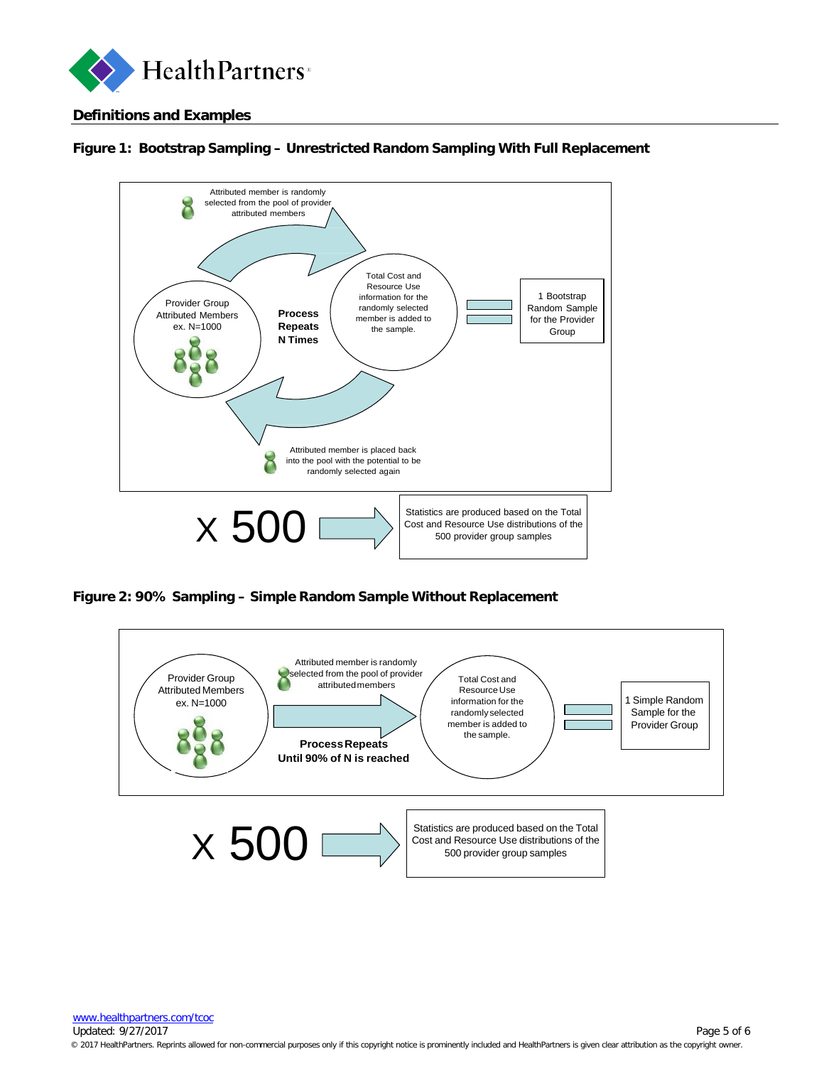## Definitions and Examples

**Figure 1: Bootstrap Sampling – Unrestricted Random Sampling With Full Replacement**

Attributed member is randomly selected from the pool of provider attributed members

Provider Group Attributed Members ex. N=1000

**Process Repeats N Times**

Total Cost and Resource Use information for the randomly selected member is added to the sample.

= 1 Bootstrap Random Sample for the Provider Group

Attributed member is placed back into the pool with the potential to be randomly selected again

x 500 → Statistics are produced based on the Total Cost and Resource Use distributions of the 500 provider group samples

**Figure 2: 90% Sampling – Simple Random Sample Without Replacement**

Provider Group Attributed Members ex. N=1000

Attributed member is randomly selected from the pool of provider attributed members

**Process Repeats Until 90% of N is reached**

Total Cost and Resource Use information for the randomly selected member is added to the sample.

= 1 Simple Random Sample for the Provider Group

x 500 → Statistics are produced based on the Total Cost and Resource Use distributions of the 500 provider group samples

www.healthpartners.com/tcoc
Updated: 9/27/2017

© 2017 HealthPartners. Reprints allowed for non-commercial purposes only if this copyright notice is prominently included and HealthPartners is given clear attribution as the copyright owner.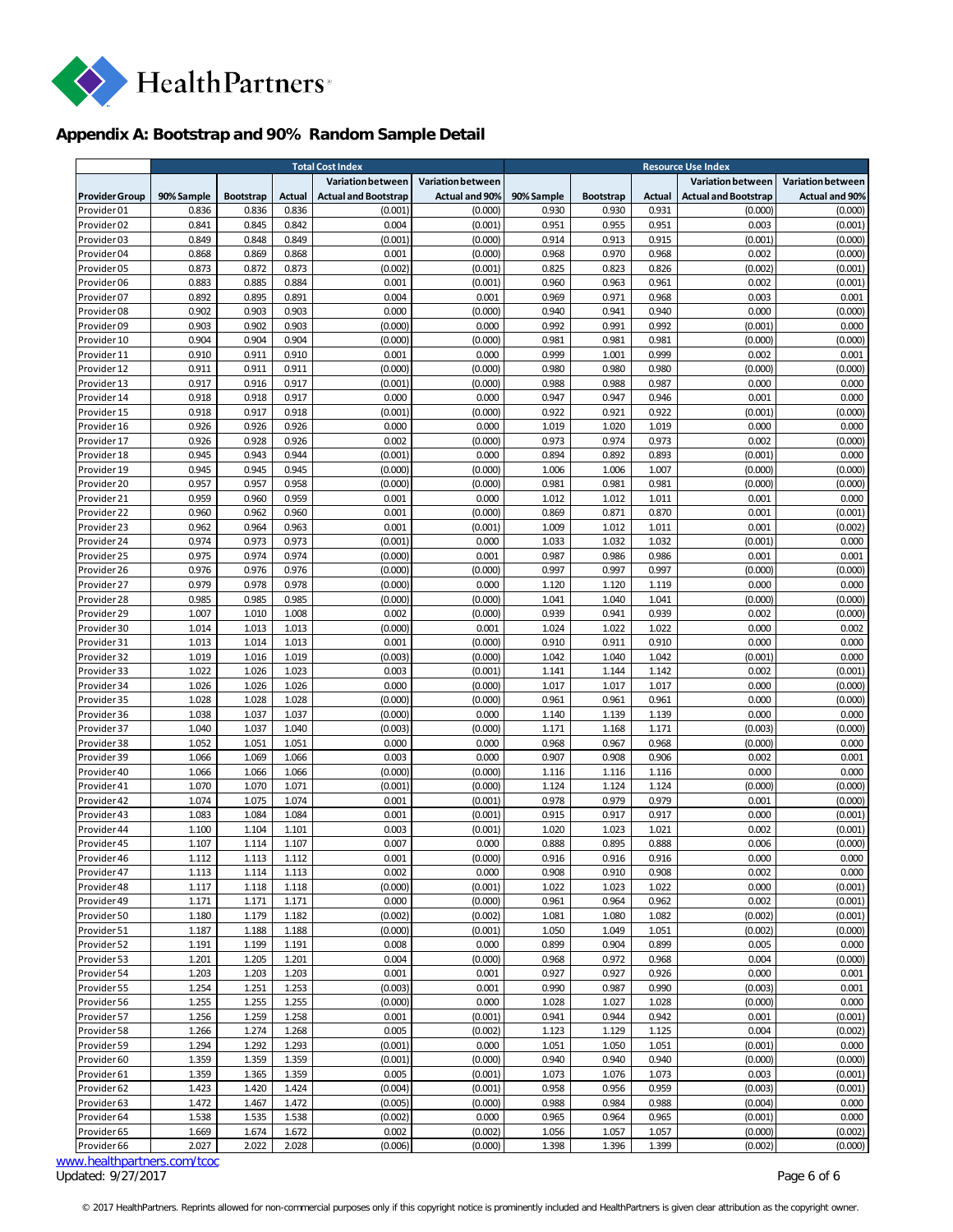## Appendix A: Bootstrap and 90% Random Sample Detail

| | Total Cost Index | | | | | Resource Use Index | | | | |
|---|---|---|---|---|---|---|---|---|---|---|
| Provider Group | 90% Sample | Bootstrap | Actual | Variation between Actual and Bootstrap | Variation between Actual and 90% | 90% Sample | Bootstrap | Actual | Variation between Actual and Bootstrap | Variation between Actual and 90% |
| Provider 01 | 0.836 | 0.836 | 0.836 | (0.001) | (0.000) | 0.930 | 0.930 | 0.931 | (0.000) | (0.000) |
| Provider 02 | 0.841 | 0.845 | 0.842 | 0.004 | (0.001) | 0.951 | 0.955 | 0.951 | 0.003 | (0.001) |
| Provider 03 | 0.849 | 0.848 | 0.849 | (0.001) | (0.000) | 0.914 | 0.913 | 0.915 | (0.001) | (0.000) |
| Provider 04 | 0.868 | 0.869 | 0.868 | 0.001 | (0.000) | 0.968 | 0.970 | 0.968 | 0.002 | (0.000) |
| Provider 05 | 0.873 | 0.872 | 0.873 | (0.002) | (0.001) | 0.825 | 0.823 | 0.826 | (0.002) | (0.001) |
| Provider 06 | 0.883 | 0.885 | 0.884 | 0.001 | (0.001) | 0.960 | 0.963 | 0.961 | 0.002 | (0.001) |
| Provider 07 | 0.892 | 0.895 | 0.891 | 0.004 | 0.001 | 0.969 | 0.971 | 0.968 | 0.003 | 0.001 |
| Provider 08 | 0.902 | 0.903 | 0.903 | 0.000 | (0.000) | 0.940 | 0.941 | 0.940 | 0.000 | (0.000) |
| Provider 09 | 0.903 | 0.902 | 0.903 | (0.000) | 0.000 | 0.992 | 0.991 | 0.992 | (0.001) | 0.000 |
| Provider 10 | 0.904 | 0.904 | 0.904 | (0.000) | (0.000) | 0.981 | 0.981 | 0.981 | (0.000) | (0.000) |
| Provider 11 | 0.910 | 0.911 | 0.910 | 0.001 | 0.000 | 0.999 | 1.001 | 0.999 | 0.002 | 0.001 |
| Provider 12 | 0.911 | 0.911 | 0.911 | (0.000) | (0.000) | 0.980 | 0.980 | 0.980 | (0.000) | (0.000) |
| Provider 13 | 0.917 | 0.916 | 0.917 | (0.001) | (0.000) | 0.988 | 0.988 | 0.987 | 0.000 | 0.000 |
| Provider 14 | 0.918 | 0.918 | 0.917 | 0.000 | 0.000 | 0.947 | 0.947 | 0.946 | 0.001 | 0.000 |
| Provider 15 | 0.918 | 0.917 | 0.918 | (0.001) | (0.000) | 0.922 | 0.921 | 0.922 | (0.001) | (0.000) |
| Provider 16 | 0.926 | 0.926 | 0.926 | 0.000 | 0.000 | 1.019 | 1.020 | 1.019 | 0.000 | 0.000 |
| Provider 17 | 0.926 | 0.928 | 0.926 | 0.002 | (0.000) | 0.973 | 0.974 | 0.973 | 0.002 | (0.000) |
| Provider 18 | 0.945 | 0.943 | 0.944 | (0.001) | 0.000 | 0.894 | 0.892 | 0.893 | (0.001) | 0.000 |
| Provider 19 | 0.945 | 0.945 | 0.945 | (0.000) | (0.000) | 1.006 | 1.006 | 1.007 | (0.000) | (0.000) |
| Provider 20 | 0.957 | 0.957 | 0.958 | (0.000) | (0.000) | 0.981 | 0.981 | 0.981 | (0.000) | (0.000) |
| Provider 21 | 0.959 | 0.960 | 0.959 | 0.001 | 0.000 | 1.012 | 1.012 | 1.011 | 0.001 | 0.000 |
| Provider 22 | 0.960 | 0.962 | 0.960 | 0.001 | (0.000) | 0.869 | 0.871 | 0.870 | 0.001 | (0.001) |
| Provider 23 | 0.962 | 0.964 | 0.963 | 0.001 | (0.001) | 1.009 | 1.012 | 1.011 | 0.001 | (0.002) |
| Provider 24 | 0.974 | 0.973 | 0.973 | (0.001) | 0.000 | 1.033 | 1.032 | 1.032 | (0.001) | 0.000 |
| Provider 25 | 0.975 | 0.974 | 0.974 | (0.000) | 0.001 | 0.987 | 0.986 | 0.986 | 0.001 | 0.001 |
| Provider 26 | 0.976 | 0.976 | 0.976 | (0.000) | (0.000) | 0.997 | 0.997 | 0.997 | (0.000) | (0.000) |
| Provider 27 | 0.979 | 0.978 | 0.978 | (0.000) | 0.000 | 1.120 | 1.120 | 1.119 | 0.000 | 0.000 |
| Provider 28 | 0.985 | 0.985 | 0.985 | (0.000) | (0.000) | 1.041 | 1.040 | 1.041 | (0.000) | (0.000) |
| Provider 29 | 1.007 | 1.010 | 1.008 | 0.002 | (0.000) | 0.939 | 0.941 | 0.939 | 0.002 | (0.000) |
| Provider 30 | 1.014 | 1.013 | 1.013 | (0.000) | 0.001 | 1.024 | 1.022 | 1.022 | 0.000 | 0.002 |
| Provider 31 | 1.013 | 1.014 | 1.013 | 0.001 | (0.000) | 0.910 | 0.911 | 0.910 | 0.000 | 0.000 |
| Provider 32 | 1.019 | 1.016 | 1.019 | (0.003) | (0.000) | 1.042 | 1.040 | 1.042 | (0.001) | 0.000 |
| Provider 33 | 1.022 | 1.026 | 1.023 | 0.003 | (0.001) | 1.141 | 1.144 | 1.142 | 0.002 | (0.001) |
| Provider 34 | 1.026 | 1.026 | 1.026 | 0.000 | (0.000) | 1.017 | 1.017 | 1.017 | 0.000 | (0.000) |
| Provider 35 | 1.028 | 1.028 | 1.028 | (0.000) | (0.000) | 0.961 | 0.961 | 0.961 | 0.000 | (0.000) |
| Provider 36 | 1.038 | 1.037 | 1.037 | (0.000) | 0.000 | 1.140 | 1.139 | 1.139 | 0.000 | 0.000 |
| Provider 37 | 1.040 | 1.037 | 1.040 | (0.003) | (0.000) | 1.171 | 1.168 | 1.171 | (0.003) | (0.000) |
| Provider 38 | 1.052 | 1.051 | 1.051 | 0.000 | 0.000 | 0.968 | 0.967 | 0.968 | (0.000) | 0.000 |
| Provider 39 | 1.066 | 1.069 | 1.066 | 0.003 | 0.000 | 0.907 | 0.908 | 0.906 | 0.002 | 0.001 |
| Provider 40 | 1.066 | 1.066 | 1.066 | (0.000) | (0.000) | 1.116 | 1.116 | 1.116 | 0.000 | 0.000 |
| Provider 41 | 1.070 | 1.070 | 1.071 | (0.001) | (0.000) | 1.124 | 1.124 | 1.124 | (0.000) | (0.000) |
| Provider 42 | 1.074 | 1.075 | 1.074 | 0.001 | (0.001) | 0.978 | 0.979 | 0.979 | 0.001 | (0.000) |
| Provider 43 | 1.083 | 1.084 | 1.084 | 0.001 | (0.001) | 0.915 | 0.917 | 0.917 | 0.000 | (0.001) |
| Provider 44 | 1.100 | 1.104 | 1.101 | 0.003 | (0.001) | 1.020 | 1.023 | 1.021 | 0.002 | (0.001) |
| Provider 45 | 1.107 | 1.114 | 1.107 | 0.007 | 0.000 | 0.888 | 0.895 | 0.888 | 0.006 | (0.000) |
| Provider 46 | 1.112 | 1.113 | 1.112 | 0.001 | (0.000) | 0.916 | 0.916 | 0.916 | 0.000 | 0.000 |
| Provider 47 | 1.113 | 1.114 | 1.113 | 0.002 | 0.000 | 0.908 | 0.910 | 0.908 | 0.002 | 0.000 |
| Provider 48 | 1.117 | 1.118 | 1.118 | (0.000) | (0.001) | 1.022 | 1.023 | 1.022 | 0.000 | (0.001) |
| Provider 49 | 1.171 | 1.171 | 1.171 | 0.000 | (0.000) | 0.961 | 0.964 | 0.962 | 0.002 | (0.001) |
| Provider 50 | 1.180 | 1.179 | 1.182 | (0.002) | (0.002) | 1.081 | 1.080 | 1.082 | (0.002) | (0.001) |
| Provider 51 | 1.187 | 1.188 | 1.188 | (0.000) | (0.001) | 1.050 | 1.049 | 1.051 | (0.002) | (0.000) |
| Provider 52 | 1.191 | 1.199 | 1.191 | 0.008 | 0.000 | 0.899 | 0.904 | 0.899 | 0.005 | 0.000 |
| Provider 53 | 1.201 | 1.205 | 1.201 | 0.004 | (0.000) | 0.968 | 0.972 | 0.968 | 0.004 | (0.000) |
| Provider 54 | 1.203 | 1.203 | 1.203 | 0.001 | 0.001 | 0.927 | 0.927 | 0.926 | 0.000 | 0.001 |
| Provider 55 | 1.254 | 1.251 | 1.253 | (0.003) | 0.001 | 0.990 | 0.987 | 0.990 | (0.003) | 0.001 |
| Provider 56 | 1.255 | 1.255 | 1.255 | (0.000) | 0.000 | 1.028 | 1.027 | 1.028 | (0.000) | 0.000 |
| Provider 57 | 1.256 | 1.259 | 1.258 | 0.001 | (0.001) | 0.941 | 0.944 | 0.942 | 0.001 | (0.001) |
| Provider 58 | 1.266 | 1.274 | 1.268 | 0.005 | (0.002) | 1.123 | 1.129 | 1.125 | 0.004 | (0.002) |
| Provider 59 | 1.294 | 1.292 | 1.293 | (0.001) | 0.000 | 1.051 | 1.050 | 1.051 | (0.001) | 0.000 |
| Provider 60 | 1.359 | 1.359 | 1.359 | (0.001) | (0.000) | 0.940 | 0.940 | 0.940 | (0.000) | (0.000) |
| Provider 61 | 1.359 | 1.365 | 1.359 | 0.005 | (0.001) | 1.073 | 1.076 | 1.073 | 0.003 | (0.001) |
| Provider 62 | 1.423 | 1.420 | 1.424 | (0.004) | (0.001) | 0.958 | 0.956 | 0.959 | (0.003) | (0.001) |
| Provider 63 | 1.472 | 1.467 | 1.472 | (0.005) | (0.000) | 0.988 | 0.984 | 0.988 | (0.004) | 0.000 |
| Provider 64 | 1.538 | 1.535 | 1.538 | (0.002) | 0.000 | 0.965 | 0.964 | 0.965 | (0.001) | 0.000 |
| Provider 65 | 1.669 | 1.674 | 1.672 | 0.002 | (0.002) | 1.056 | 1.057 | 1.057 | (0.000) | (0.002) |
| Provider 66 | 2.027 | 2.022 | 2.028 | (0.006) | (0.000) | 1.398 | 1.396 | 1.399 | (0.002) | (0.000) |

www.healthpartners.com/tcoc
Updated: 9/27/2017

© 2017 HealthPartners. Reprints allowed for non-commercial purposes only if this copyright notice is prominently included and HealthPartners is given clear attribution as the copyright owner.